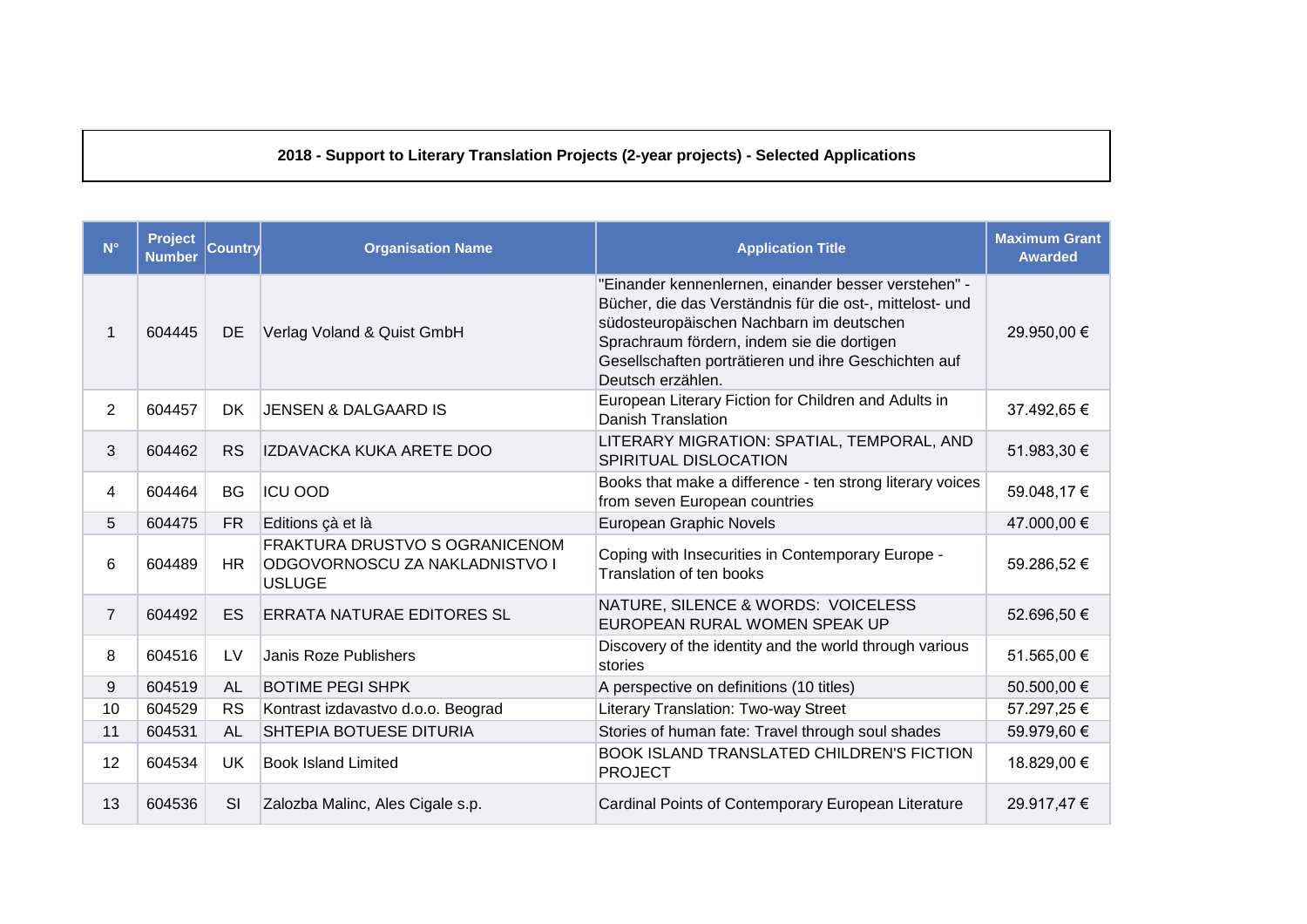# 2018 - Support to Literary Translation Projects (2-year projects) - Selected Applications

| N° | Project Number | Country | Organisation Name | Application Title | Maximum Grant Awarded |
|---|---|---|---|---|---|
| 1 | 604445 | DE | Verlag Voland & Quist GmbH | "Einander kennenlernen, einander besser verstehen" - Bücher, die das Verständnis für die ost-, mittelost- und südosteuropäischen Nachbarn im deutschen Sprachraum fördern, indem sie die dortigen Gesellschaften porträtieren und ihre Geschichten auf Deutsch erzählen. | 29.950,00 € |
| 2 | 604457 | DK | JENSEN & DALGAARD IS | European Literary Fiction for Children and Adults in Danish Translation | 37.492,65 € |
| 3 | 604462 | RS | IZDAVACKA KUKA ARETE DOO | LITERARY MIGRATION: SPATIAL, TEMPORAL, AND SPIRITUAL DISLOCATION | 51.983,30 € |
| 4 | 604464 | BG | ICU OOD | Books that make a difference - ten strong literary voices from seven European countries | 59.048,17 € |
| 5 | 604475 | FR | Editions çà et là | European Graphic Novels | 47.000,00 € |
| 6 | 604489 | HR | FRAKTURA DRUSTVO S OGRANICENOM ODGOVORNOSCU ZA NAKLADNISTVO I USLUGE | Coping with Insecurities in Contemporary Europe - Translation of ten books | 59.286,52 € |
| 7 | 604492 | ES | ERRATA NATURAE EDITORES SL | NATURE, SILENCE & WORDS: VOICELESS EUROPEAN RURAL WOMEN SPEAK UP | 52.696,50 € |
| 8 | 604516 | LV | Janis Roze Publishers | Discovery of the identity and the world through various stories | 51.565,00 € |
| 9 | 604519 | AL | BOTIME PEGI SHPK | A perspective on definitions (10 titles) | 50.500,00 € |
| 10 | 604529 | RS | Kontrast izdavastvo d.o.o. Beograd | Literary Translation: Two-way Street | 57.297,25 € |
| 11 | 604531 | AL | SHTEPIA BOTUESE DITURIA | Stories of human fate: Travel through soul shades | 59.979,60 € |
| 12 | 604534 | UK | Book Island Limited | BOOK ISLAND TRANSLATED CHILDREN'S FICTION PROJECT | 18.829,00 € |
| 13 | 604536 | SI | Zalozba Malinc, Ales Cigale s.p. | Cardinal Points of Contemporary European Literature | 29.917,47 € |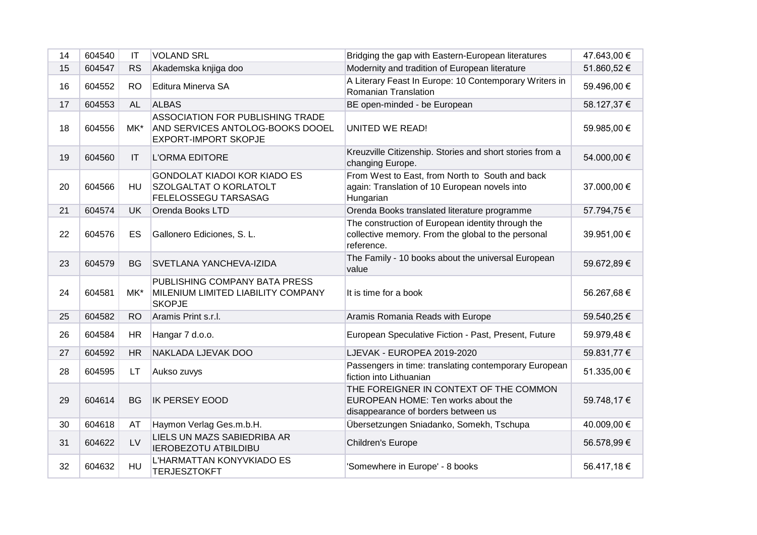| 14 | 604540 | IT | VOLAND SRL | Bridging the gap with Eastern-European literatures | 47.643,00 € |
|---|---|---|---|---|---|
| 15 | 604547 | RS | Akademska knjiga doo | Modernity and tradition of European literature | 51.860,52 € |
| 16 | 604552 | RO | Editura Minerva SA | A Literary Feast In Europe: 10 Contemporary Writers in Romanian Translation | 59.496,00 € |
| 17 | 604553 | AL | ALBAS | BE open-minded - be European | 58.127,37 € |
| 18 | 604556 | MK* | ASSOCIATION FOR PUBLISHING TRADE AND SERVICES ANTOLOG-BOOKS DOOEL EXPORT-IMPORT SKOPJE | UNITED WE READ! | 59.985,00 € |
| 19 | 604560 | IT | L'ORMA EDITORE | Kreuzville Citizenship. Stories and short stories from a changing Europe. | 54.000,00 € |
| 20 | 604566 | HU | GONDOLAT KIADOI KOR KIADO ES SZOLGALTAT O KORLATOLT FELELOSSEGU TARSASAG | From West to East, from North to South and back again: Translation of 10 European novels into Hungarian | 37.000,00 € |
| 21 | 604574 | UK | Orenda Books LTD | Orenda Books translated literature programme | 57.794,75 € |
| 22 | 604576 | ES | Gallonero Ediciones, S. L. | The construction of European identity through the collective memory. From the global to the personal reference. | 39.951,00 € |
| 23 | 604579 | BG | SVETLANA YANCHEVA-IZIDA | The Family - 10 books about the universal European value | 59.672,89 € |
| 24 | 604581 | MK* | PUBLISHING COMPANY BATA PRESS MILENIUM LIMITED LIABILITY COMPANY SKOPJE | It is time for a book | 56.267,68 € |
| 25 | 604582 | RO | Aramis Print s.r.l. | Aramis Romania Reads with Europe | 59.540,25 € |
| 26 | 604584 | HR | Hangar 7 d.o.o. | European Speculative Fiction - Past, Present, Future | 59.979,48 € |
| 27 | 604592 | HR | NAKLADA LJEVAK DOO | LJEVAK - EUROPEA 2019-2020 | 59.831,77 € |
| 28 | 604595 | LT | Aukso zuvys | Passengers in time: translating contemporary European fiction into Lithuanian | 51.335,00 € |
| 29 | 604614 | BG | IK PERSEY EOOD | THE FOREIGNER IN CONTEXT OF THE COMMON EUROPEAN HOME: Ten works about the disappearance of borders between us | 59.748,17 € |
| 30 | 604618 | AT | Haymon Verlag Ges.m.b.H. | Übersetzungen Sniadanko, Somekh, Tschupa | 40.009,00 € |
| 31 | 604622 | LV | LIELS UN MAZS SABIEDRIBA AR IEROBEZOTU ATBILDIBU | Children's Europe | 56.578,99 € |
| 32 | 604632 | HU | L'HARMATTAN KONYVKIADO ES TERJESZTOKFT | 'Somewhere in Europe' - 8 books | 56.417,18 € |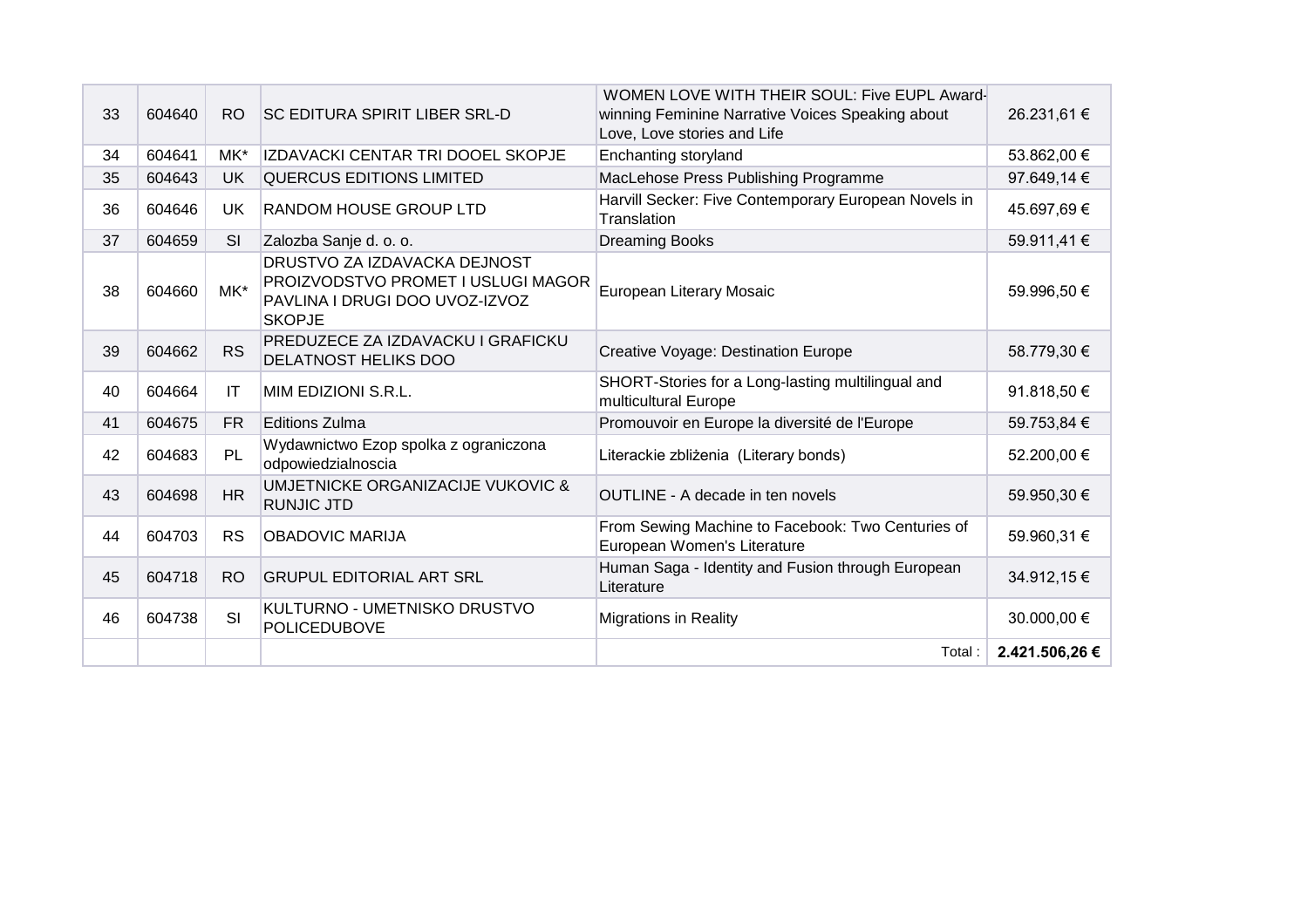| | | | | | |
|---|---|---|---|---|---|
| 33 | 604640 | RO | SC EDITURA SPIRIT LIBER SRL-D | WOMEN LOVE WITH THEIR SOUL: Five EUPL Award-winning Feminine Narrative Voices Speaking about Love, Love stories and Life | 26.231,61 € |
| 34 | 604641 | MK* | IZDAVACKI CENTAR TRI DOOEL SKOPJE | Enchanting storyland | 53.862,00 € |
| 35 | 604643 | UK | QUERCUS EDITIONS LIMITED | MacLehose Press Publishing Programme | 97.649,14 € |
| 36 | 604646 | UK | RANDOM HOUSE GROUP LTD | Harvill Secker: Five Contemporary European Novels in Translation | 45.697,69 € |
| 37 | 604659 | SI | Zalozba Sanje d. o. o. | Dreaming Books | 59.911,41 € |
| 38 | 604660 | MK* | DRUSTVO ZA IZDAVACKA DEJNOST PROIZVODSTVO PROMET I USLUGI MAGOR PAVLINA I DRUGI DOO UVOZ-IZVOZ SKOPJE | European Literary Mosaic | 59.996,50 € |
| 39 | 604662 | RS | PREDUZECE ZA IZDAVACKU I GRAFICKU DELATNOST HELIKS DOO | Creative Voyage: Destination Europe | 58.779,30 € |
| 40 | 604664 | IT | MIM EDIZIONI S.R.L. | SHORT-Stories for a Long-lasting multilingual and multicultural Europe | 91.818,50 € |
| 41 | 604675 | FR | Editions Zulma | Promouvoir en Europe la diversité de l'Europe | 59.753,84 € |
| 42 | 604683 | PL | Wydawnictwo Ezop spolka z ograniczona odpowiedzialnoscia | Literackie zbliżenia (Literary bonds) | 52.200,00 € |
| 43 | 604698 | HR | UMJETNICKE ORGANIZACIJE VUKOVIC & RUNJIC JTD | OUTLINE - A decade in ten novels | 59.950,30 € |
| 44 | 604703 | RS | OBADOVIC MARIJA | From Sewing Machine to Facebook: Two Centuries of European Women's Literature | 59.960,31 € |
| 45 | 604718 | RO | GRUPUL EDITORIAL ART SRL | Human Saga - Identity and Fusion through European Literature | 34.912,15 € |
| 46 | 604738 | SI | KULTURNO - UMETNISKO DRUSTVO POLICEDUBOVE | Migrations in Reality | 30.000,00 € |
| | | | | Total : | **2.421.506,26 €** |